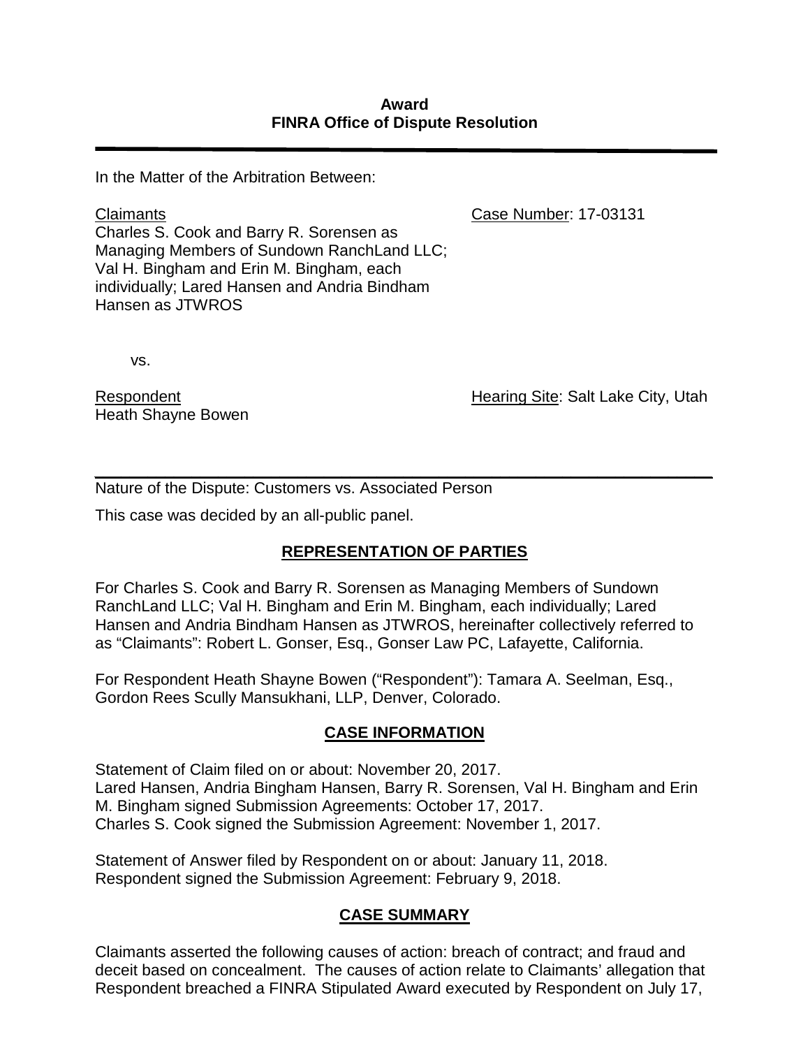**Award**
**FINRA Office of Dispute Resolution**

---

In the Matter of the Arbitration Between:

<u>Claimants</u>
Charles S. Cook and Barry R. Sorensen as Managing Members of Sundown RanchLand LLC; Val H. Bingham and Erin M. Bingham, each individually; Lared Hansen and Andria Bindham Hansen as JTWROS

<u>Case Number</u>: 17-03131

vs.

<u>Respondent</u>
Heath Shayne Bowen

<u>Hearing Site</u>: Salt Lake City, Utah

---

Nature of the Dispute: Customers vs. Associated Person

This case was decided by an all-public panel.

## REPRESENTATION OF PARTIES

For Charles S. Cook and Barry R. Sorensen as Managing Members of Sundown RanchLand LLC; Val H. Bingham and Erin M. Bingham, each individually; Lared Hansen and Andria Bindham Hansen as JTWROS, hereinafter collectively referred to as "Claimants": Robert L. Gonser, Esq., Gonser Law PC, Lafayette, California.

For Respondent Heath Shayne Bowen ("Respondent"): Tamara A. Seelman, Esq., Gordon Rees Scully Mansukhani, LLP, Denver, Colorado.

## CASE INFORMATION

Statement of Claim filed on or about: November 20, 2017.
Lared Hansen, Andria Bingham Hansen, Barry R. Sorensen, Val H. Bingham and Erin M. Bingham signed Submission Agreements: October 17, 2017.
Charles S. Cook signed the Submission Agreement: November 1, 2017.

Statement of Answer filed by Respondent on or about: January 11, 2018.
Respondent signed the Submission Agreement: February 9, 2018.

## CASE SUMMARY

Claimants asserted the following causes of action: breach of contract; and fraud and deceit based on concealment. The causes of action relate to Claimants' allegation that Respondent breached a FINRA Stipulated Award executed by Respondent on July 17,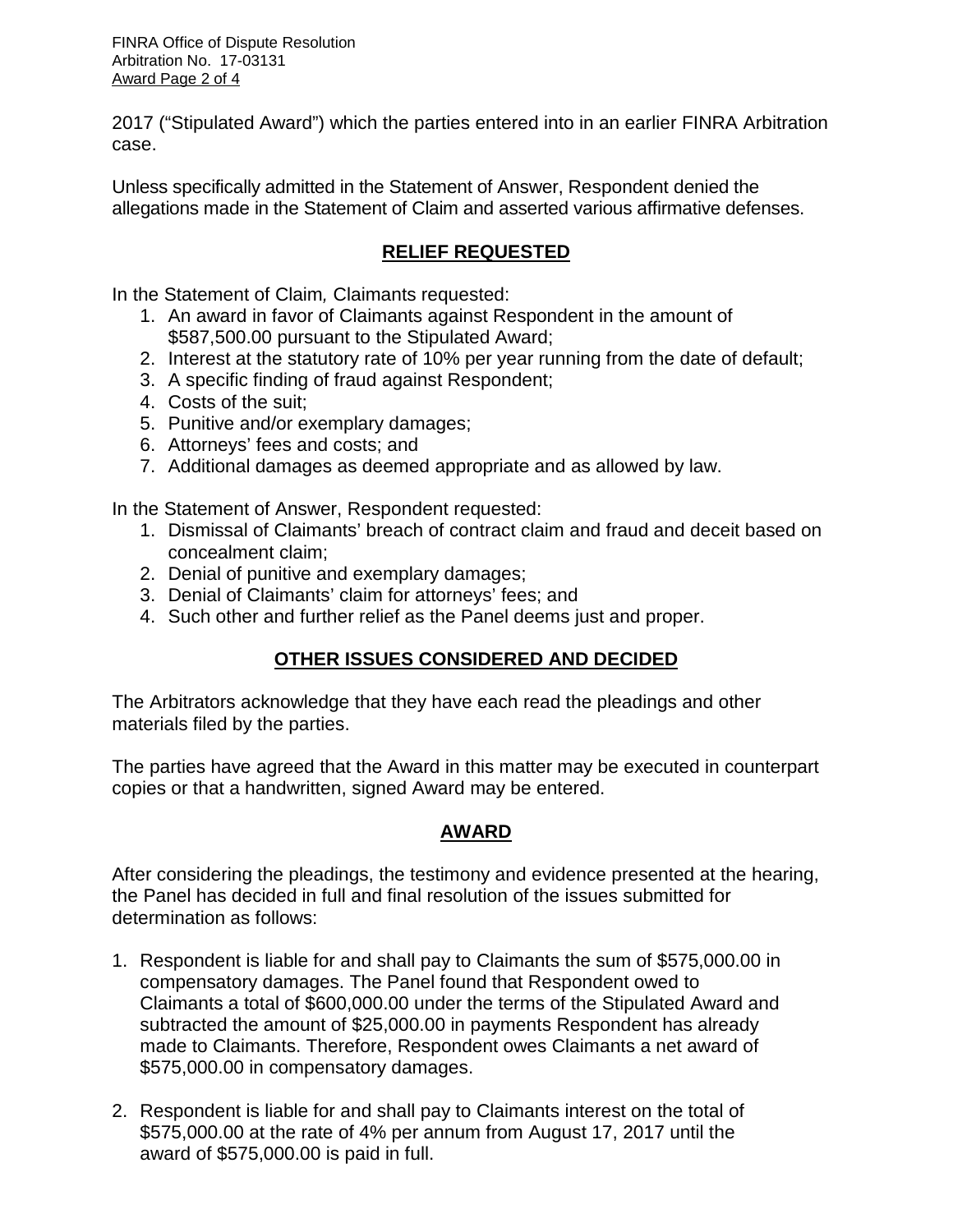2017 ("Stipulated Award") which the parties entered into in an earlier FINRA Arbitration case.

Unless specifically admitted in the Statement of Answer, Respondent denied the allegations made in the Statement of Claim and asserted various affirmative defenses.

## RELIEF REQUESTED

In the Statement of Claim*,* Claimants requested:

1. An award in favor of Claimants against Respondent in the amount of $587,500.00 pursuant to the Stipulated Award;
2. Interest at the statutory rate of 10% per year running from the date of default;
3. A specific finding of fraud against Respondent;
4. Costs of the suit;
5. Punitive and/or exemplary damages;
6. Attorneys' fees and costs; and
7. Additional damages as deemed appropriate and as allowed by law.

In the Statement of Answer, Respondent requested:

1. Dismissal of Claimants' breach of contract claim and fraud and deceit based on concealment claim;
2. Denial of punitive and exemplary damages;
3. Denial of Claimants' claim for attorneys' fees; and
4. Such other and further relief as the Panel deems just and proper.

## OTHER ISSUES CONSIDERED AND DECIDED

The Arbitrators acknowledge that they have each read the pleadings and other materials filed by the parties.

The parties have agreed that the Award in this matter may be executed in counterpart copies or that a handwritten, signed Award may be entered.

## AWARD

After considering the pleadings, the testimony and evidence presented at the hearing, the Panel has decided in full and final resolution of the issues submitted for determination as follows:

1. Respondent is liable for and shall pay to Claimants the sum of $575,000.00 in compensatory damages. The Panel found that Respondent owed to Claimants a total of $600,000.00 under the terms of the Stipulated Award and subtracted the amount of $25,000.00 in payments Respondent has already made to Claimants. Therefore, Respondent owes Claimants a net award of $575,000.00 in compensatory damages.

2. Respondent is liable for and shall pay to Claimants interest on the total of $575,000.00 at the rate of 4% per annum from August 17, 2017 until the award of $575,000.00 is paid in full.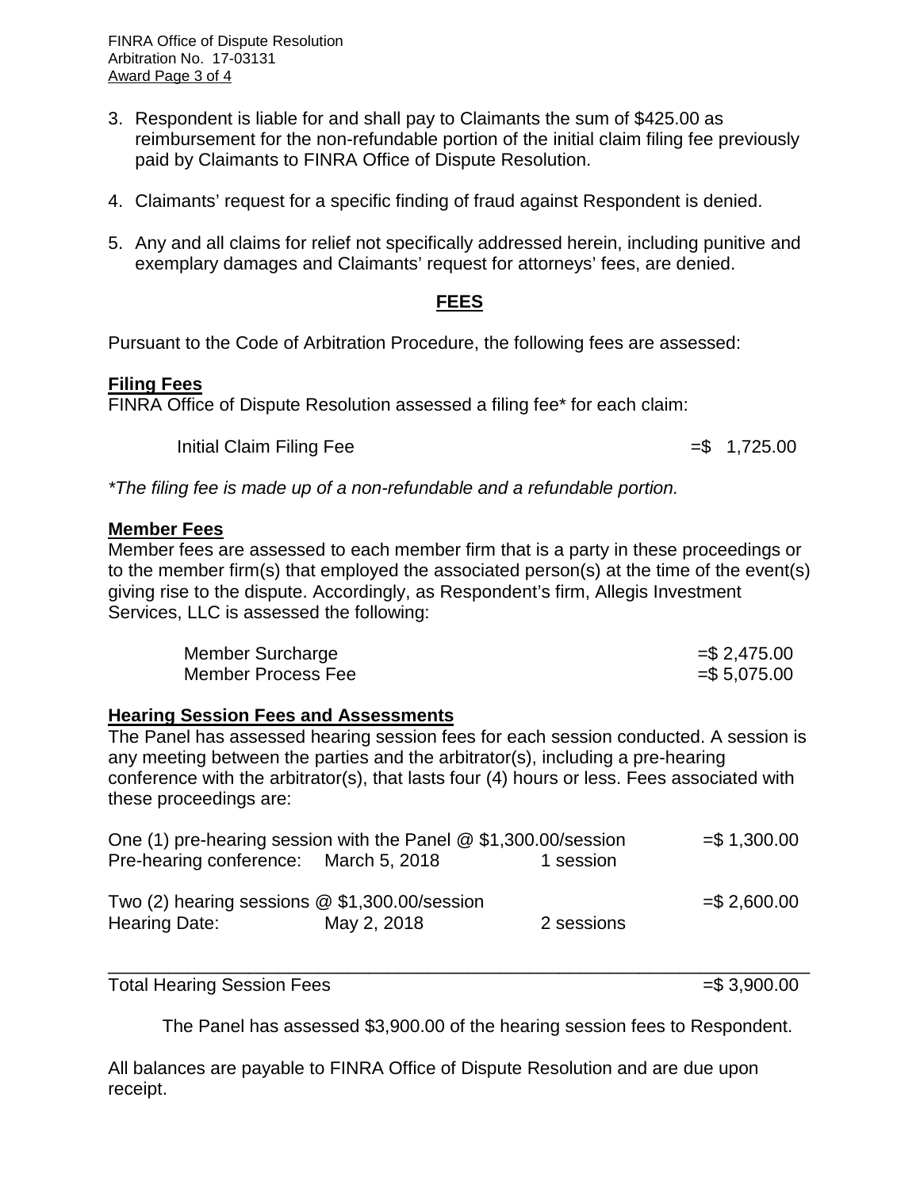3. Respondent is liable for and shall pay to Claimants the sum of $425.00 as reimbursement for the non-refundable portion of the initial claim filing fee previously paid by Claimants to FINRA Office of Dispute Resolution.

4. Claimants' request for a specific finding of fraud against Respondent is denied.

5. Any and all claims for relief not specifically addressed herein, including punitive and exemplary damages and Claimants' request for attorneys' fees, are denied.

## FEES

Pursuant to the Code of Arbitration Procedure, the following fees are assessed:

**Filing Fees**

FINRA Office of Dispute Resolution assessed a filing fee* for each claim:

| | |
|---|---|
| Initial Claim Filing Fee | =$ 1,725.00 |

*\*The filing fee is made up of a non-refundable and a refundable portion.*

**Member Fees**

Member fees are assessed to each member firm that is a party in these proceedings or to the member firm(s) that employed the associated person(s) at the time of the event(s) giving rise to the dispute. Accordingly, as Respondent's firm, Allegis Investment Services, LLC is assessed the following:

| | |
|---|---|
| Member Surcharge | =$ 2,475.00 |
| Member Process Fee | =$ 5,075.00 |

**Hearing Session Fees and Assessments**

The Panel has assessed hearing session fees for each session conducted. A session is any meeting between the parties and the arbitrator(s), including a pre-hearing conference with the arbitrator(s), that lasts four (4) hours or less. Fees associated with these proceedings are:

| | | | |
|---|---|---|---|
| One (1) pre-hearing session with the Panel @ $1,300.00/session | | | =$ 1,300.00 |
| Pre-hearing conference: | March 5, 2018 | 1 session | |
| Two (2) hearing sessions @ $1,300.00/session | | | =$ 2,600.00 |
| Hearing Date: | May 2, 2018 | 2 sessions | |
| Total Hearing Session Fees | | | =$ 3,900.00 |

The Panel has assessed $3,900.00 of the hearing session fees to Respondent.

All balances are payable to FINRA Office of Dispute Resolution and are due upon receipt.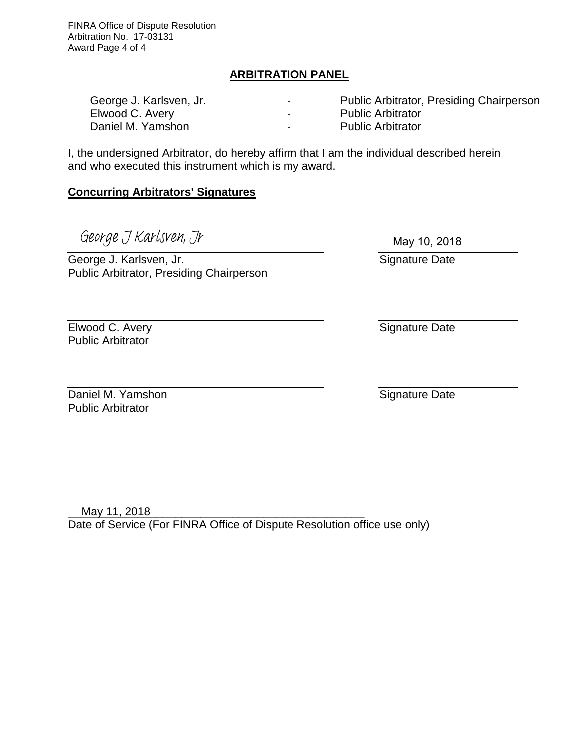## ARBITRATION PANEL

| | | |
|---|---|---|
| George J. Karlsven, Jr. | - | Public Arbitrator, Presiding Chairperson |
| Elwood C. Avery | - | Public Arbitrator |
| Daniel M. Yamshon | - | Public Arbitrator |

I, the undersigned Arbitrator, do hereby affirm that I am the individual described herein and who executed this instrument which is my award.

**Concurring Arbitrators' Signatures**

George J Karlsven, Jr

George J. Karlsven, Jr.
Public Arbitrator, Presiding Chairperson

May 10, 2018
Signature Date

Elwood C. Avery
Public Arbitrator

Signature Date

Daniel M. Yamshon
Public Arbitrator

Signature Date

May 11, 2018
Date of Service (For FINRA Office of Dispute Resolution office use only)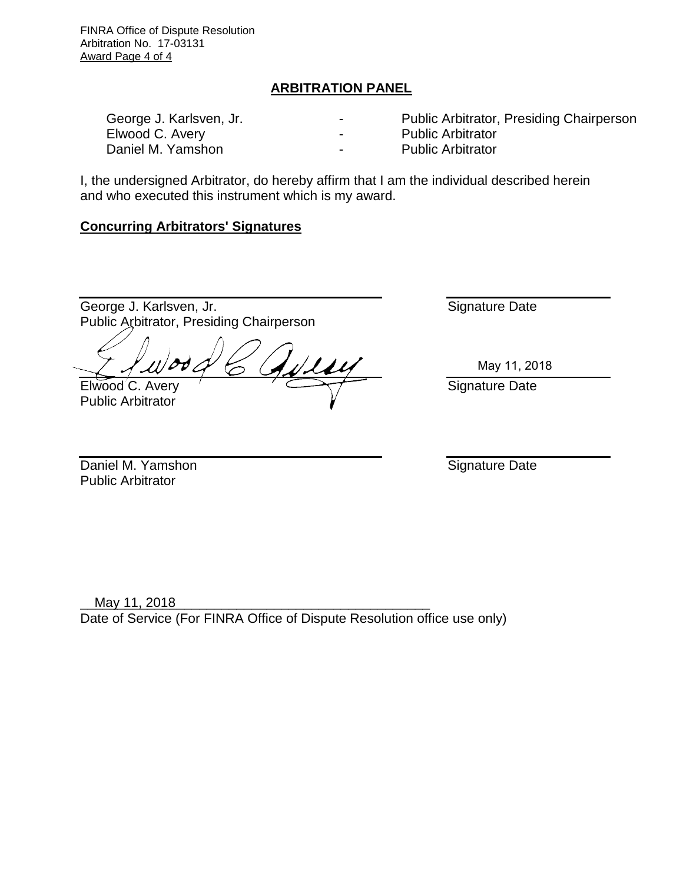## ARBITRATION PANEL

| | | |
|---|---|---|
| George J. Karlsven, Jr. | - | Public Arbitrator, Presiding Chairperson |
| Elwood C. Avery | - | Public Arbitrator |
| Daniel M. Yamshon | - | Public Arbitrator |

I, the undersigned Arbitrator, do hereby affirm that I am the individual described herein and who executed this instrument which is my award.

**Concurring Arbitrators' Signatures**

| | |
|---|---|
| George J. Karlsven, Jr.<br>Public Arbitrator, Presiding Chairperson | Signature Date |
| Elwood C. Avery<br>Public Arbitrator | May 11, 2018<br>Signature Date |
| Daniel M. Yamshon<br>Public Arbitrator | Signature Date |

May 11, 2018

Date of Service (For FINRA Office of Dispute Resolution office use only)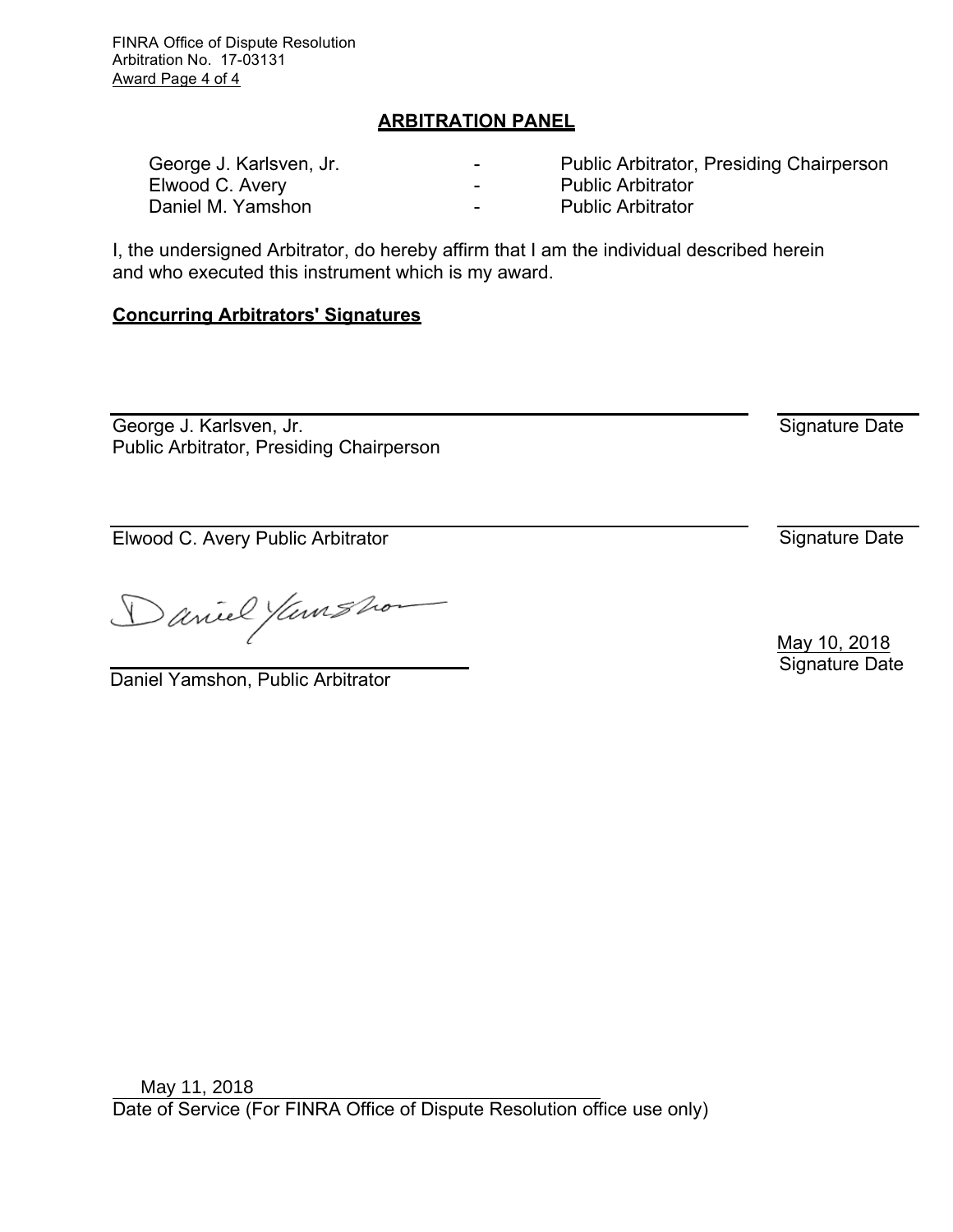FINRA Office of Dispute Resolution
Arbitration No. 17-03131

## ARBITRATION PANEL

| | | |
|---|---|---|
| George J. Karlsven, Jr. | - | Public Arbitrator, Presiding Chairperson |
| Elwood C. Avery | - | Public Arbitrator |
| Daniel M. Yamshon | - | Public Arbitrator |

I, the undersigned Arbitrator, do hereby affirm that I am the individual described herein and who executed this instrument which is my award.

**Concurring Arbitrators' Signatures**

George J. Karlsven, Jr.
Public Arbitrator, Presiding Chairperson — Signature Date

Elwood C. Avery Public Arbitrator — Signature Date

Daniel Yamshon

Daniel Yamshon, Public Arbitrator — May 10, 2018
Signature Date

May 11, 2018
Date of Service (For FINRA Office of Dispute Resolution office use only)